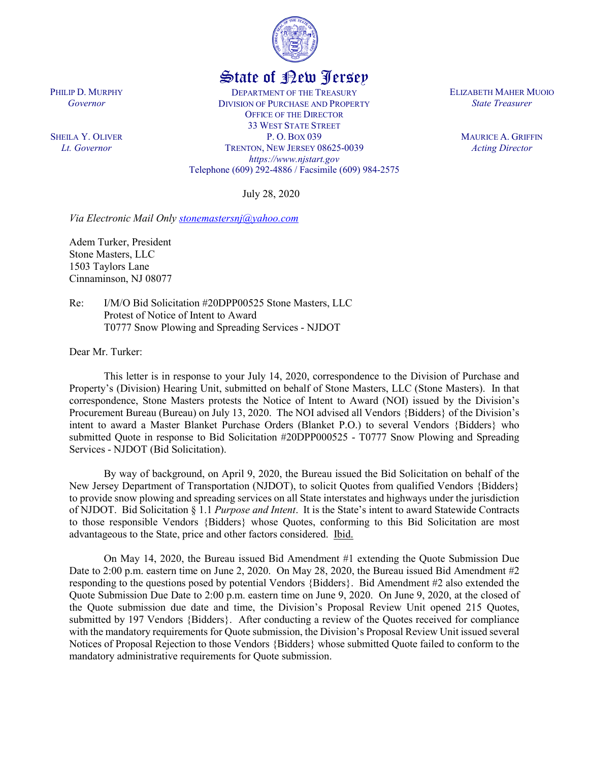# State of New Jersey

PHILIP D. MURPHY
*Governor*

SHEILA Y. OLIVER
*Lt. Governor*

DEPARTMENT OF THE TREASURY
DIVISION OF PURCHASE AND PROPERTY
OFFICE OF THE DIRECTOR
33 WEST STATE STREET
P. O. BOX 039
TRENTON, NEW JERSEY 08625-0039
*https://www.njstart.gov*
Telephone (609) 292-4886 / Facsimile (609) 984-2575

ELIZABETH MAHER MUOIO
*State Treasurer*

MAURICE A. GRIFFIN
*Acting Director*

July 28, 2020

*Via Electronic Mail Only stonemastersnj@yahoo.com*

Adem Turker, President
Stone Masters, LLC
1503 Taylors Lane
Cinnaminson, NJ 08077

Re: I/M/O Bid Solicitation #20DPP00525 Stone Masters, LLC
Protest of Notice of Intent to Award
T0777 Snow Plowing and Spreading Services - NJDOT

Dear Mr. Turker:

This letter is in response to your July 14, 2020, correspondence to the Division of Purchase and Property's (Division) Hearing Unit, submitted on behalf of Stone Masters, LLC (Stone Masters). In that correspondence, Stone Masters protests the Notice of Intent to Award (NOI) issued by the Division's Procurement Bureau (Bureau) on July 13, 2020. The NOI advised all Vendors {Bidders} of the Division's intent to award a Master Blanket Purchase Orders (Blanket P.O.) to several Vendors {Bidders} who submitted Quote in response to Bid Solicitation #20DPP000525 - T0777 Snow Plowing and Spreading Services - NJDOT (Bid Solicitation).

By way of background, on April 9, 2020, the Bureau issued the Bid Solicitation on behalf of the New Jersey Department of Transportation (NJDOT), to solicit Quotes from qualified Vendors {Bidders} to provide snow plowing and spreading services on all State interstates and highways under the jurisdiction of NJDOT. Bid Solicitation § 1.1 *Purpose and Intent*. It is the State's intent to award Statewide Contracts to those responsible Vendors {Bidders} whose Quotes, conforming to this Bid Solicitation are most advantageous to the State, price and other factors considered. Ibid.

On May 14, 2020, the Bureau issued Bid Amendment #1 extending the Quote Submission Due Date to 2:00 p.m. eastern time on June 2, 2020. On May 28, 2020, the Bureau issued Bid Amendment #2 responding to the questions posed by potential Vendors {Bidders}. Bid Amendment #2 also extended the Quote Submission Due Date to 2:00 p.m. eastern time on June 9, 2020. On June 9, 2020, at the closed of the Quote submission due date and time, the Division's Proposal Review Unit opened 215 Quotes, submitted by 197 Vendors {Bidders}. After conducting a review of the Quotes received for compliance with the mandatory requirements for Quote submission, the Division's Proposal Review Unit issued several Notices of Proposal Rejection to those Vendors {Bidders} whose submitted Quote failed to conform to the mandatory administrative requirements for Quote submission.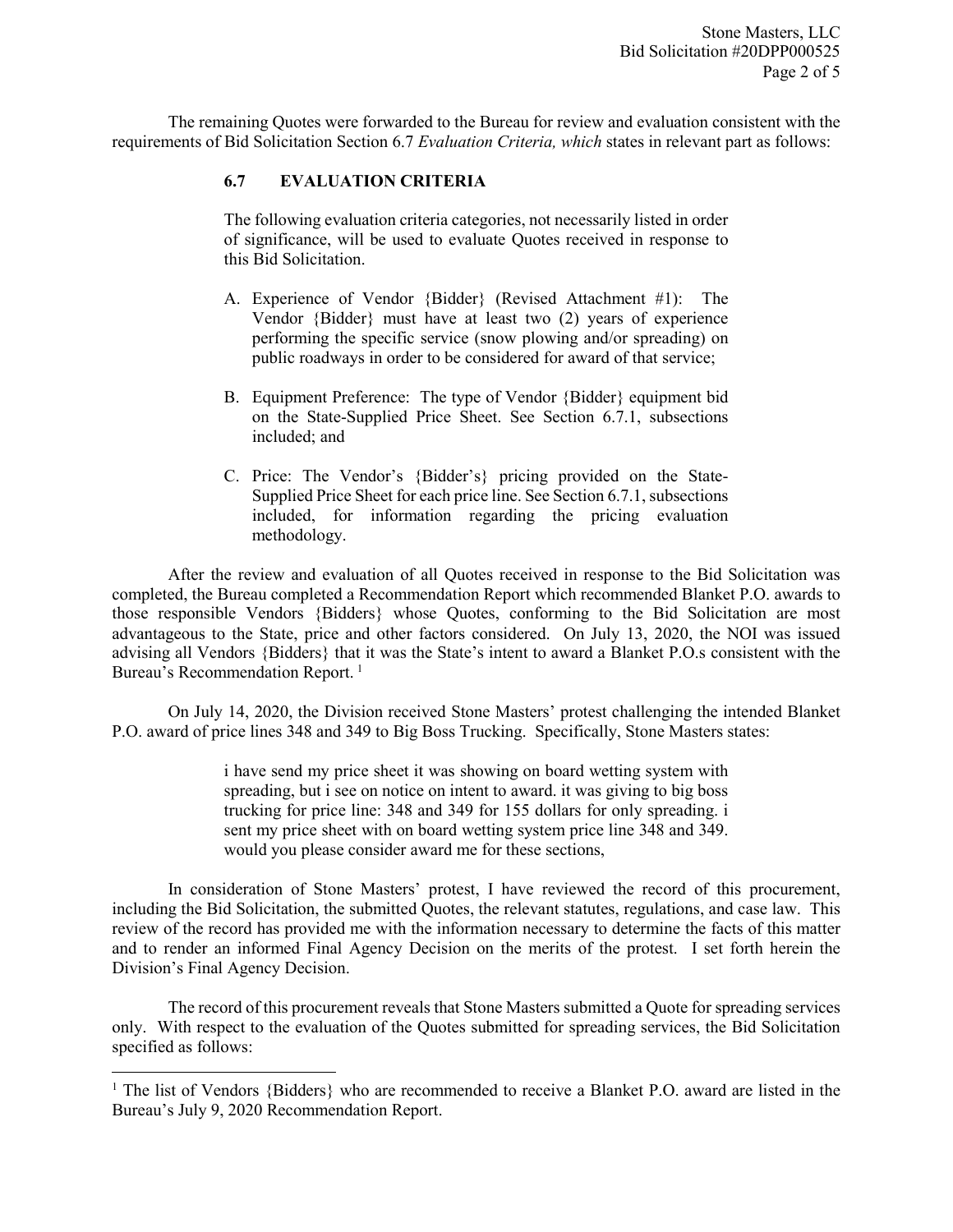The remaining Quotes were forwarded to the Bureau for review and evaluation consistent with the requirements of Bid Solicitation Section 6.7 *Evaluation Criteria, which* states in relevant part as follows:

> **6.7 EVALUATION CRITERIA**
>
> The following evaluation criteria categories, not necessarily listed in order of significance, will be used to evaluate Quotes received in response to this Bid Solicitation.
>
> A. Experience of Vendor {Bidder} (Revised Attachment #1): The Vendor {Bidder} must have at least two (2) years of experience performing the specific service (snow plowing and/or spreading) on public roadways in order to be considered for award of that service;
>
> B. Equipment Preference: The type of Vendor {Bidder} equipment bid on the State-Supplied Price Sheet. See Section 6.7.1, subsections included; and
>
> C. Price: The Vendor's {Bidder's} pricing provided on the State-Supplied Price Sheet for each price line. See Section 6.7.1, subsections included, for information regarding the pricing evaluation methodology.

After the review and evaluation of all Quotes received in response to the Bid Solicitation was completed, the Bureau completed a Recommendation Report which recommended Blanket P.O. awards to those responsible Vendors {Bidders} whose Quotes, conforming to the Bid Solicitation are most advantageous to the State, price and other factors considered. On July 13, 2020, the NOI was issued advising all Vendors {Bidders} that it was the State's intent to award a Blanket P.O.s consistent with the Bureau's Recommendation Report. [1]

On July 14, 2020, the Division received Stone Masters' protest challenging the intended Blanket P.O. award of price lines 348 and 349 to Big Boss Trucking. Specifically, Stone Masters states:

> i have send my price sheet it was showing on board wetting system with spreading, but i see on notice on intent to award. it was giving to big boss trucking for price line: 348 and 349 for 155 dollars for only spreading. i sent my price sheet with on board wetting system price line 348 and 349. would you please consider award me for these sections,

In consideration of Stone Masters' protest, I have reviewed the record of this procurement, including the Bid Solicitation, the submitted Quotes, the relevant statutes, regulations, and case law. This review of the record has provided me with the information necessary to determine the facts of this matter and to render an informed Final Agency Decision on the merits of the protest. I set forth herein the Division's Final Agency Decision.

The record of this procurement reveals that Stone Masters submitted a Quote for spreading services only. With respect to the evaluation of the Quotes submitted for spreading services, the Bid Solicitation specified as follows:

---

[1] The list of Vendors {Bidders} who are recommended to receive a Blanket P.O. award are listed in the Bureau's July 9, 2020 Recommendation Report.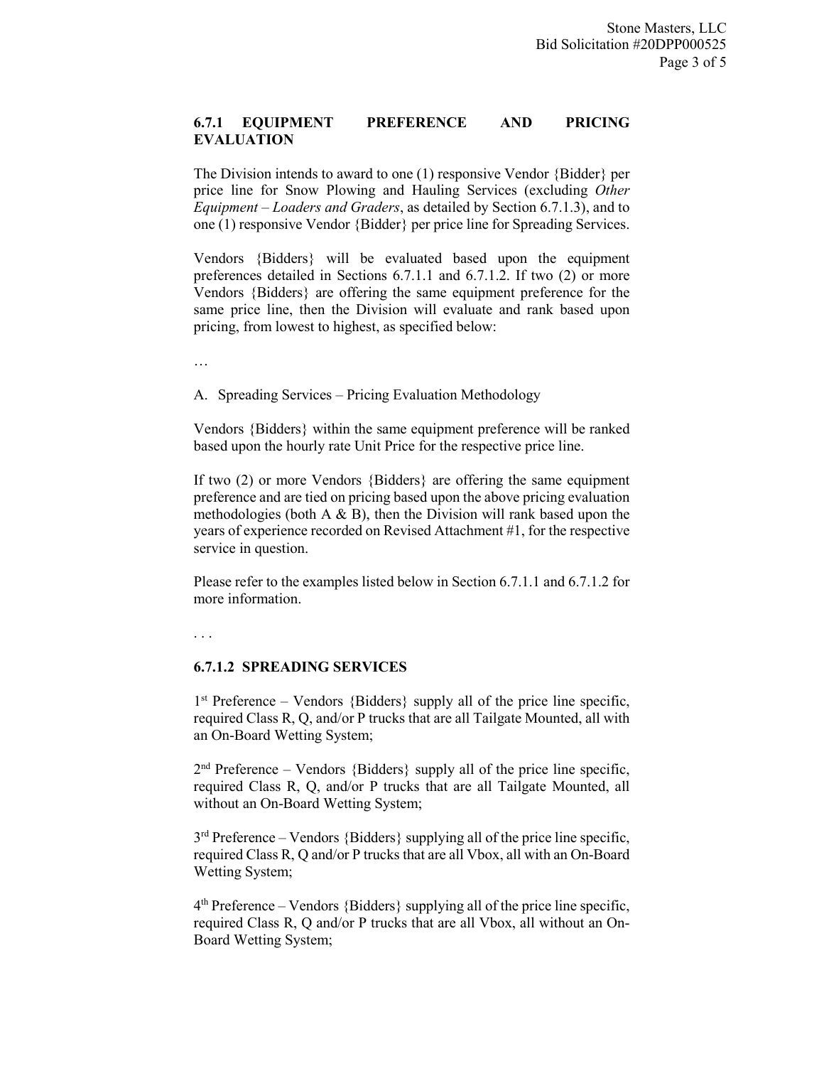### 6.7.1 EQUIPMENT PREFERENCE AND PRICING EVALUATION

The Division intends to award to one (1) responsive Vendor {Bidder} per price line for Snow Plowing and Hauling Services (excluding *Other Equipment – Loaders and Graders*, as detailed by Section 6.7.1.3), and to one (1) responsive Vendor {Bidder} per price line for Spreading Services.

Vendors {Bidders} will be evaluated based upon the equipment preferences detailed in Sections 6.7.1.1 and 6.7.1.2. If two (2) or more Vendors {Bidders} are offering the same equipment preference for the same price line, then the Division will evaluate and rank based upon pricing, from lowest to highest, as specified below:

…

A. Spreading Services – Pricing Evaluation Methodology

Vendors {Bidders} within the same equipment preference will be ranked based upon the hourly rate Unit Price for the respective price line.

If two (2) or more Vendors {Bidders} are offering the same equipment preference and are tied on pricing based upon the above pricing evaluation methodologies (both A & B), then the Division will rank based upon the years of experience recorded on Revised Attachment #1, for the respective service in question.

Please refer to the examples listed below in Section 6.7.1.1 and 6.7.1.2 for more information.

. . .

#### 6.7.1.2 SPREADING SERVICES

1st Preference – Vendors {Bidders} supply all of the price line specific, required Class R, Q, and/or P trucks that are all Tailgate Mounted, all with an On-Board Wetting System;

2nd Preference – Vendors {Bidders} supply all of the price line specific, required Class R, Q, and/or P trucks that are all Tailgate Mounted, all without an On-Board Wetting System;

3rd Preference – Vendors {Bidders} supplying all of the price line specific, required Class R, Q and/or P trucks that are all Vbox, all with an On-Board Wetting System;

4th Preference – Vendors {Bidders} supplying all of the price line specific, required Class R, Q and/or P trucks that are all Vbox, all without an On-Board Wetting System;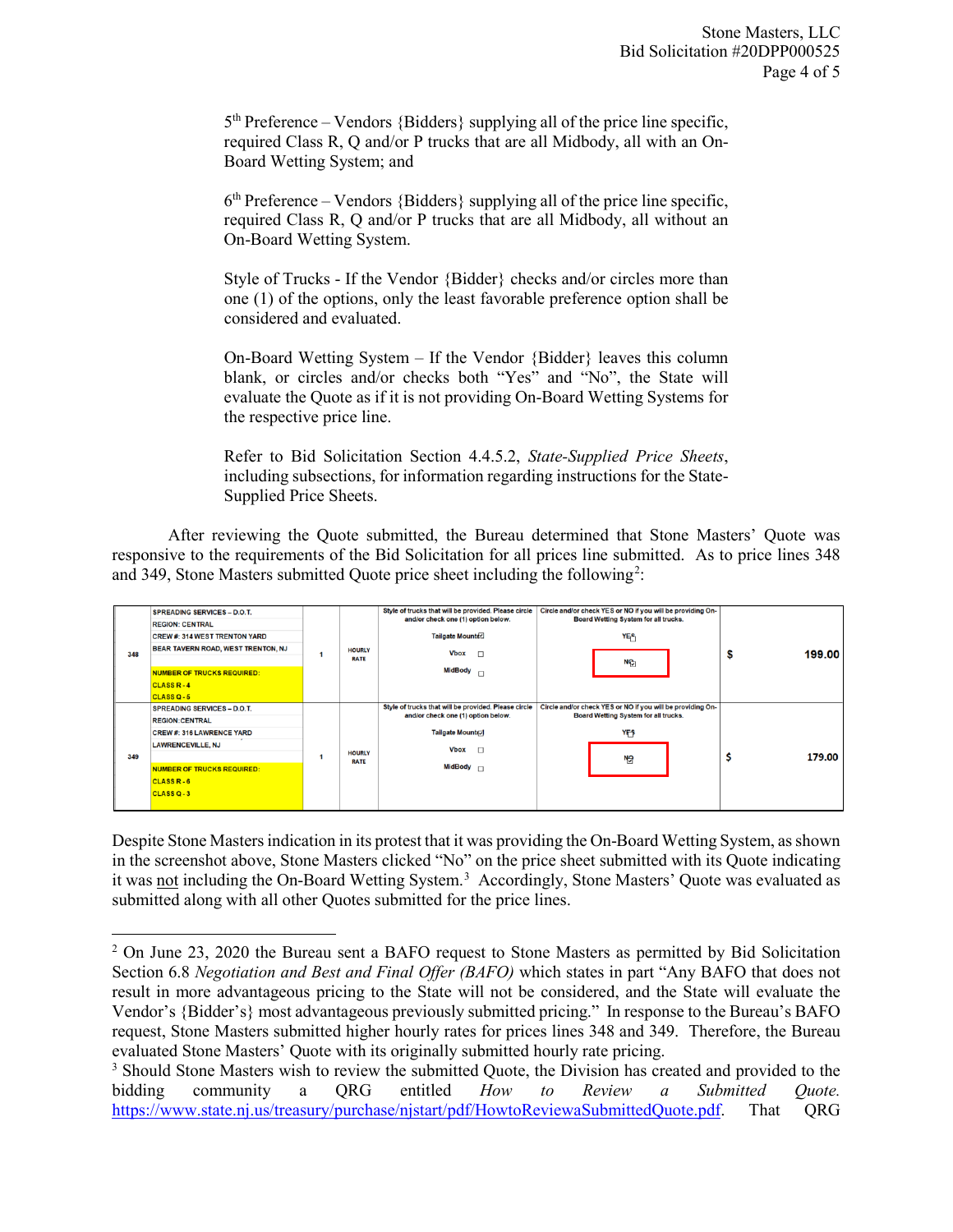5th Preference – Vendors {Bidders} supplying all of the price line specific, required Class R, Q and/or P trucks that are all Midbody, all with an On-Board Wetting System; and

6th Preference – Vendors {Bidders} supplying all of the price line specific, required Class R, Q and/or P trucks that are all Midbody, all without an On-Board Wetting System.

Style of Trucks - If the Vendor {Bidder} checks and/or circles more than one (1) of the options, only the least favorable preference option shall be considered and evaluated.

On-Board Wetting System – If the Vendor {Bidder} leaves this column blank, or circles and/or checks both "Yes" and "No", the State will evaluate the Quote as if it is not providing On-Board Wetting Systems for the respective price line.

Refer to Bid Solicitation Section 4.4.5.2, *State-Supplied Price Sheets*, including subsections, for information regarding instructions for the State-Supplied Price Sheets.

After reviewing the Quote submitted, the Bureau determined that Stone Masters' Quote was responsive to the requirements of the Bid Solicitation for all prices line submitted. As to price lines 348 and 349, Stone Masters submitted Quote price sheet including the following[2]:

| | | | | | | |
|---|---|---|---|---|---|---|
| 348 | SPREADING SERVICES – D.O.T.<br>REGION: CENTRAL<br>CREW #: 314 WEST TRENTON YARD<br>BEAR TAVERN ROAD, WEST TRENTON, NJ<br>NUMBER OF TRUCKS REQUIRED:<br>CLASS R - 4<br>CLASS Q - 5 | 1 | HOURLY RATE | Style of trucks that will be provided. Please circle and/or check one (1) option below.<br>Tailgate Mount ☑<br>Vbox ☐<br>MidBody ☐ | Circle and/or check YES or NO if you will be providing On-Board Wetting System for all trucks.<br>YES ☐<br>NO ☑ | $ 199.00 |
| 349 | SPREADING SERVICES – D.O.T.<br>REGION: CENTRAL<br>CREW #: 316 LAWRENCE YARD<br>LAWRENCEVILLE, NJ<br>NUMBER OF TRUCKS REQUIRED:<br>CLASS R - 6<br>CLASS Q - 3 | 1 | HOURLY RATE | Style of trucks that will be provided. Please circle and/or check one (1) option below.<br>Tailgate Mount ☑<br>Vbox ☐<br>MidBody ☐ | Circle and/or check YES or NO if you will be providing On-Board Wetting System for all trucks.<br>YES ☐<br>NO ☑ | $ 179.00 |

Despite Stone Masters indication in its protest that it was providing the On-Board Wetting System, as shown in the screenshot above, Stone Masters clicked "No" on the price sheet submitted with its Quote indicating it was not including the On-Board Wetting System.[3] Accordingly, Stone Masters' Quote was evaluated as submitted along with all other Quotes submitted for the price lines.

---

[2] On June 23, 2020 the Bureau sent a BAFO request to Stone Masters as permitted by Bid Solicitation Section 6.8 *Negotiation and Best and Final Offer (BAFO)* which states in part "Any BAFO that does not result in more advantageous pricing to the State will not be considered, and the State will evaluate the Vendor's {Bidder's} most advantageous previously submitted pricing." In response to the Bureau's BAFO request, Stone Masters submitted higher hourly rates for prices lines 348 and 349. Therefore, the Bureau evaluated Stone Masters' Quote with its originally submitted hourly rate pricing.

[3] Should Stone Masters wish to review the submitted Quote, the Division has created and provided to the bidding community a QRG entitled *How to Review a Submitted Quote.* https://www.state.nj.us/treasury/purchase/njstart/pdf/HowtoReviewaSubmittedQuote.pdf. That QRG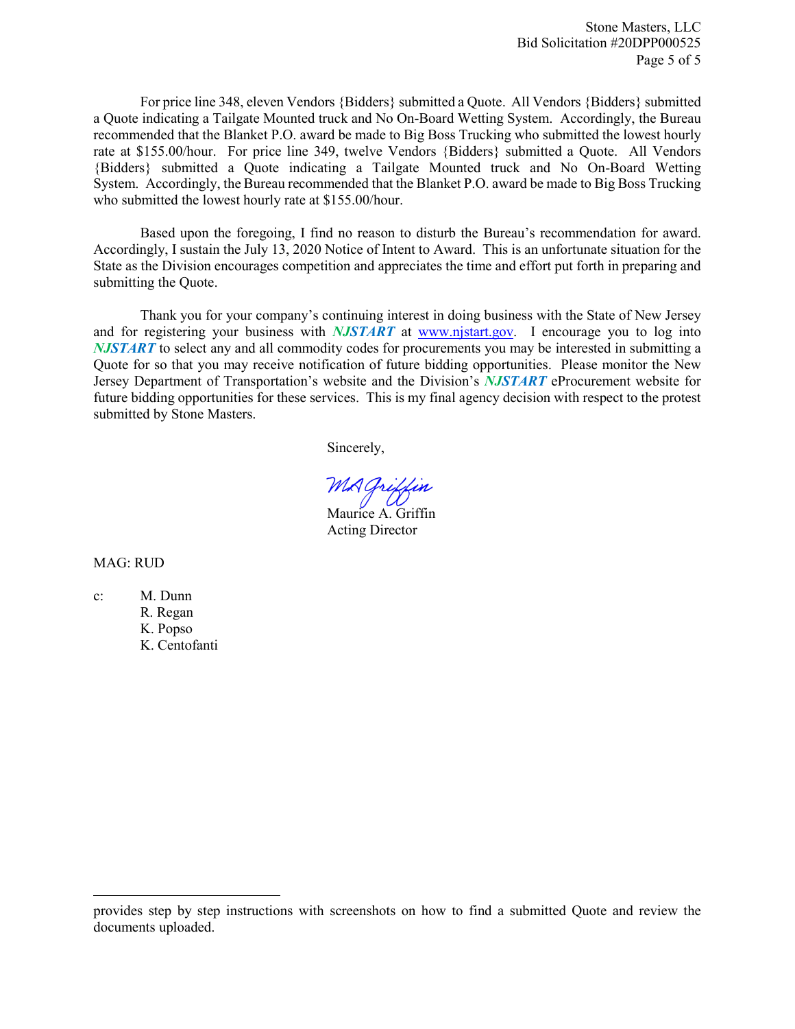For price line 348, eleven Vendors {Bidders} submitted a Quote. All Vendors {Bidders} submitted a Quote indicating a Tailgate Mounted truck and No On-Board Wetting System. Accordingly, the Bureau recommended that the Blanket P.O. award be made to Big Boss Trucking who submitted the lowest hourly rate at $155.00/hour. For price line 349, twelve Vendors {Bidders} submitted a Quote. All Vendors {Bidders} submitted a Quote indicating a Tailgate Mounted truck and No On-Board Wetting System. Accordingly, the Bureau recommended that the Blanket P.O. award be made to Big Boss Trucking who submitted the lowest hourly rate at $155.00/hour.

Based upon the foregoing, I find no reason to disturb the Bureau's recommendation for award. Accordingly, I sustain the July 13, 2020 Notice of Intent to Award. This is an unfortunate situation for the State as the Division encourages competition and appreciates the time and effort put forth in preparing and submitting the Quote.

Thank you for your company's continuing interest in doing business with the State of New Jersey and for registering your business with ***NJSTART*** at www.njstart.gov. I encourage you to log into ***NJSTART*** to select any and all commodity codes for procurements you may be interested in submitting a Quote for so that you may receive notification of future bidding opportunities. Please monitor the New Jersey Department of Transportation's website and the Division's ***NJSTART*** eProcurement website for future bidding opportunities for these services. This is my final agency decision with respect to the protest submitted by Stone Masters.

Sincerely,

MA Griffin

Maurice A. Griffin
Acting Director

MAG: RUD

c: M. Dunn
R. Regan
K. Popso
K. Centofanti

---

provides step by step instructions with screenshots on how to find a submitted Quote and review the documents uploaded.